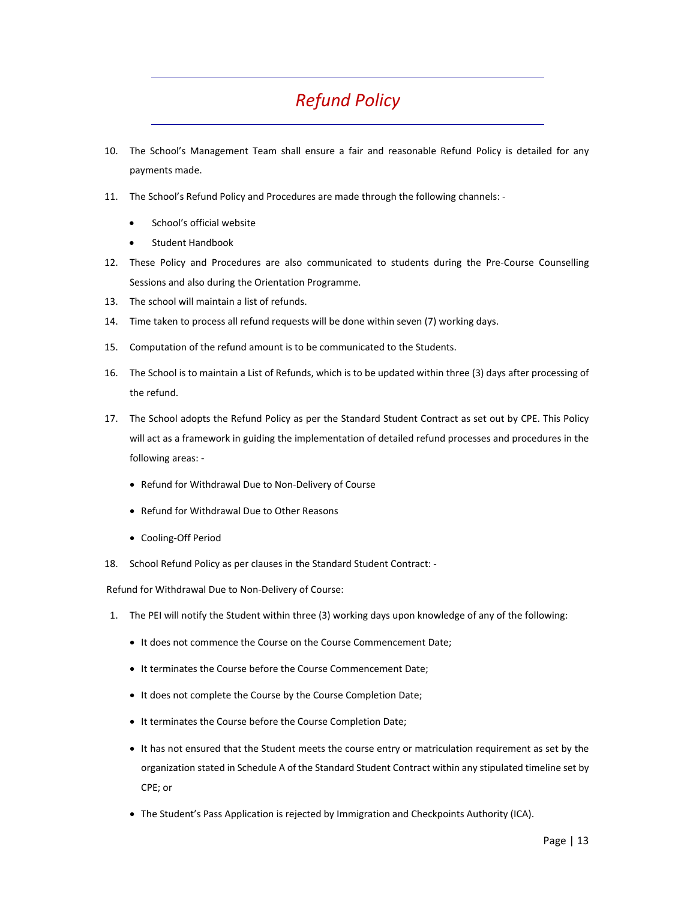# *Refund Policy*

10. The School's Management Team shall ensure a fair and reasonable Refund Policy is detailed for any payments made.

11. The School's Refund Policy and Procedures are made through the following channels: -

    - School's official website
    - Student Handbook

12. These Policy and Procedures are also communicated to students during the Pre-Course Counselling Sessions and also during the Orientation Programme.

13. The school will maintain a list of refunds.

14. Time taken to process all refund requests will be done within seven (7) working days.

15. Computation of the refund amount is to be communicated to the Students.

16. The School is to maintain a List of Refunds, which is to be updated within three (3) days after processing of the refund.

17. The School adopts the Refund Policy as per the Standard Student Contract as set out by CPE. This Policy will act as a framework in guiding the implementation of detailed refund processes and procedures in the following areas: -

    - Refund for Withdrawal Due to Non-Delivery of Course
    - Refund for Withdrawal Due to Other Reasons
    - Cooling-Off Period

18. School Refund Policy as per clauses in the Standard Student Contract: -

Refund for Withdrawal Due to Non-Delivery of Course:

1. The PEI will notify the Student within three (3) working days upon knowledge of any of the following:

    - It does not commence the Course on the Course Commencement Date;
    - It terminates the Course before the Course Commencement Date;
    - It does not complete the Course by the Course Completion Date;
    - It terminates the Course before the Course Completion Date;
    - It has not ensured that the Student meets the course entry or matriculation requirement as set by the organization stated in Schedule A of the Standard Student Contract within any stipulated timeline set by CPE; or
    - The Student's Pass Application is rejected by Immigration and Checkpoints Authority (ICA).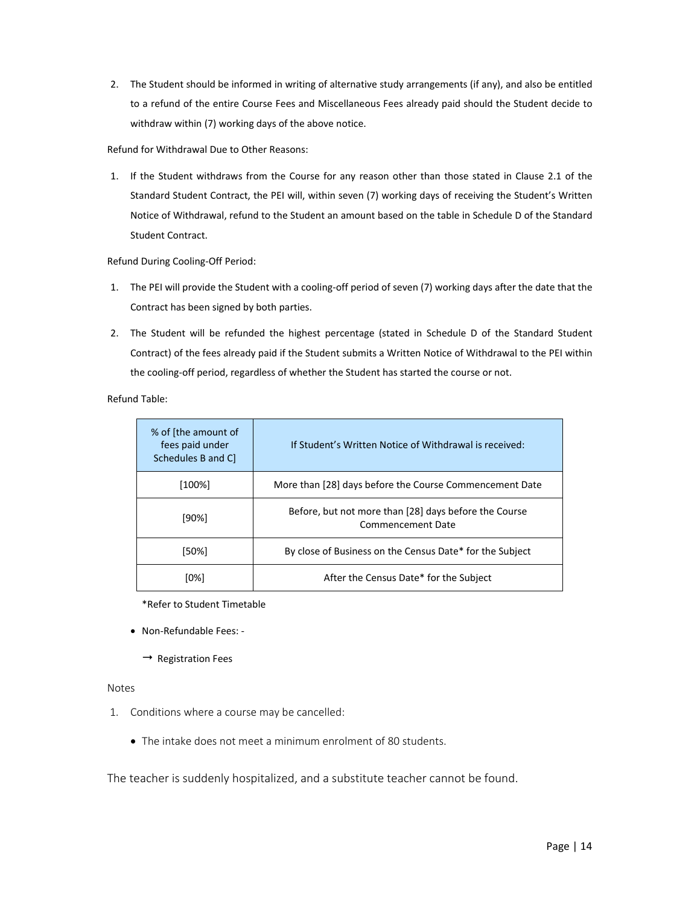2. The Student should be informed in writing of alternative study arrangements (if any), and also be entitled to a refund of the entire Course Fees and Miscellaneous Fees already paid should the Student decide to withdraw within (7) working days of the above notice.

Refund for Withdrawal Due to Other Reasons:

1. If the Student withdraws from the Course for any reason other than those stated in Clause 2.1 of the Standard Student Contract, the PEI will, within seven (7) working days of receiving the Student's Written Notice of Withdrawal, refund to the Student an amount based on the table in Schedule D of the Standard Student Contract.

Refund During Cooling-Off Period:

1. The PEI will provide the Student with a cooling-off period of seven (7) working days after the date that the Contract has been signed by both parties.
2. The Student will be refunded the highest percentage (stated in Schedule D of the Standard Student Contract) of the fees already paid if the Student submits a Written Notice of Withdrawal to the PEI within the cooling-off period, regardless of whether the Student has started the course or not.

Refund Table:

| % of [the amount of fees paid under Schedules B and C] | If Student's Written Notice of Withdrawal is received: |
|---|---|
| [100%] | More than [28] days before the Course Commencement Date |
| [90%] | Before, but not more than [28] days before the Course Commencement Date |
| [50%] | By close of Business on the Census Date* for the Subject |
| [0%] | After the Census Date* for the Subject |

*Refer to Student Timetable

- Non-Refundable Fees: -
  - → Registration Fees

Notes

1. Conditions where a course may be cancelled:
   - The intake does not meet a minimum enrolment of 80 students.

The teacher is suddenly hospitalized, and a substitute teacher cannot be found.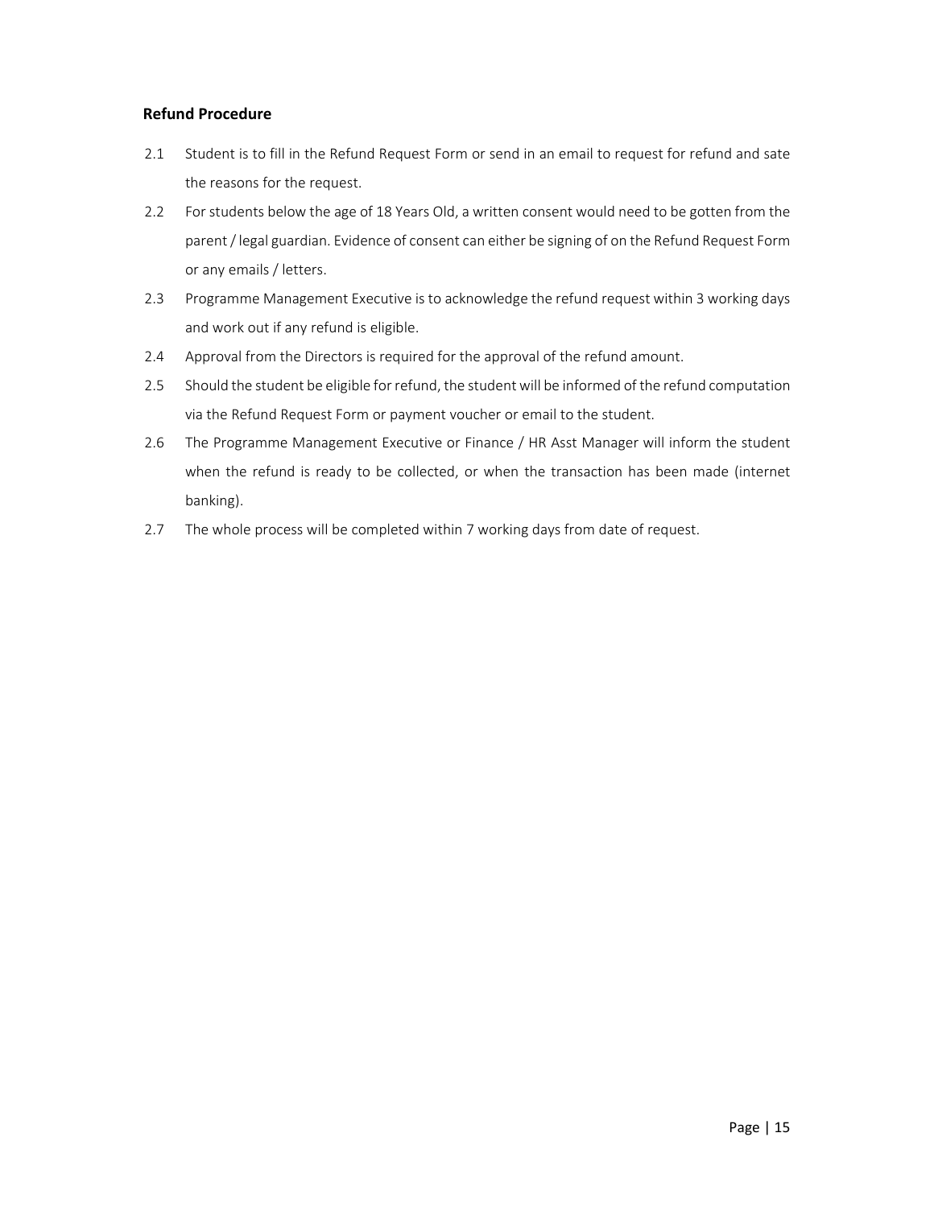**Refund Procedure**

2.1 Student is to fill in the Refund Request Form or send in an email to request for refund and sate the reasons for the request.

2.2 For students below the age of 18 Years Old, a written consent would need to be gotten from the parent / legal guardian. Evidence of consent can either be signing of on the Refund Request Form or any emails / letters.

2.3 Programme Management Executive is to acknowledge the refund request within 3 working days and work out if any refund is eligible.

2.4 Approval from the Directors is required for the approval of the refund amount.

2.5 Should the student be eligible for refund, the student will be informed of the refund computation via the Refund Request Form or payment voucher or email to the student.

2.6 The Programme Management Executive or Finance / HR Asst Manager will inform the student when the refund is ready to be collected, or when the transaction has been made (internet banking).

2.7 The whole process will be completed within 7 working days from date of request.